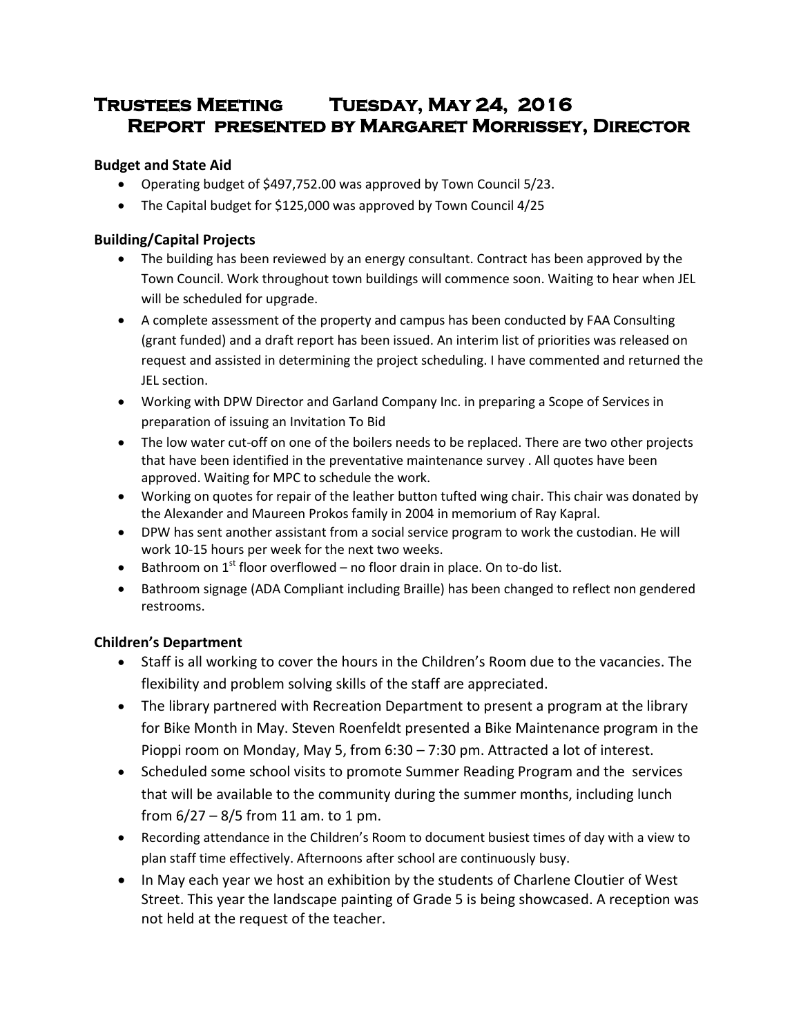# Trustees Meeting Tuesday, May 24, 2016
## Report presented by Margaret Morrissey, Director

**Budget and State Aid**

- Operating budget of $497,752.00 was approved by Town Council 5/23.
- The Capital budget for $125,000 was approved by Town Council 4/25

**Building/Capital Projects**

- The building has been reviewed by an energy consultant. Contract has been approved by the Town Council. Work throughout town buildings will commence soon. Waiting to hear when JEL will be scheduled for upgrade.
- A complete assessment of the property and campus has been conducted by FAA Consulting (grant funded) and a draft report has been issued. An interim list of priorities was released on request and assisted in determining the project scheduling. I have commented and returned the JEL section.
- Working with DPW Director and Garland Company Inc. in preparing a Scope of Services in preparation of issuing an Invitation To Bid
- The low water cut-off on one of the boilers needs to be replaced. There are two other projects that have been identified in the preventative maintenance survey . All quotes have been approved. Waiting for MPC to schedule the work.
- Working on quotes for repair of the leather button tufted wing chair. This chair was donated by the Alexander and Maureen Prokos family in 2004 in memorium of Ray Kapral.
- DPW has sent another assistant from a social service program to work the custodian. He will work 10-15 hours per week for the next two weeks.
- Bathroom on 1st floor overflowed – no floor drain in place. On to-do list.
- Bathroom signage (ADA Compliant including Braille) has been changed to reflect non gendered restrooms.

**Children's Department**

- Staff is all working to cover the hours in the Children's Room due to the vacancies. The flexibility and problem solving skills of the staff are appreciated.
- The library partnered with Recreation Department to present a program at the library for Bike Month in May. Steven Roenfeldt presented a Bike Maintenance program in the Pioppi room on Monday, May 5, from 6:30 – 7:30 pm. Attracted a lot of interest.
- Scheduled some school visits to promote Summer Reading Program and the services that will be available to the community during the summer months, including lunch from 6/27 – 8/5 from 11 am. to 1 pm.
- Recording attendance in the Children's Room to document busiest times of day with a view to plan staff time effectively. Afternoons after school are continuously busy.
- In May each year we host an exhibition by the students of Charlene Cloutier of West Street. This year the landscape painting of Grade 5 is being showcased. A reception was not held at the request of the teacher.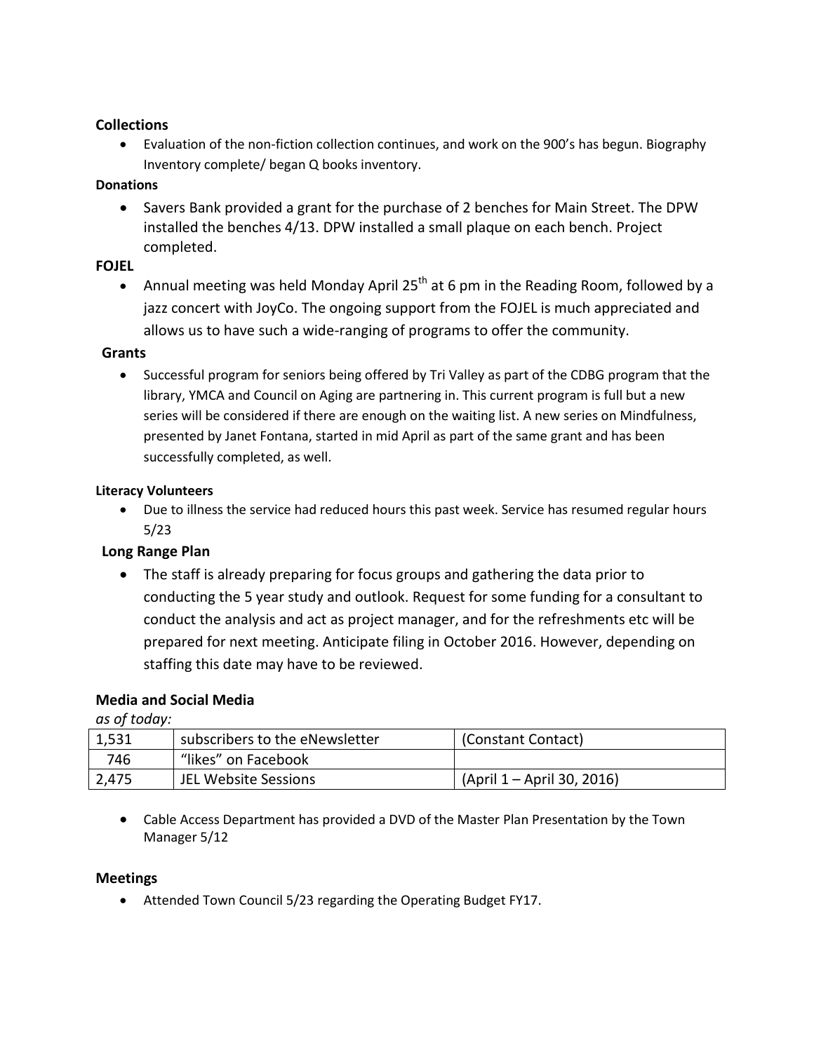**Collections**

- Evaluation of the non-fiction collection continues, and work on the 900's has begun. Biography Inventory complete/ began Q books inventory.

**Donations**

- Savers Bank provided a grant for the purchase of 2 benches for Main Street. The DPW installed the benches 4/13. DPW installed a small plaque on each bench. Project completed.

**FOJEL**

- Annual meeting was held Monday April 25th at 6 pm in the Reading Room, followed by a jazz concert with JoyCo. The ongoing support from the FOJEL is much appreciated and allows us to have such a wide-ranging of programs to offer the community.

**Grants**

- Successful program for seniors being offered by Tri Valley as part of the CDBG program that the library, YMCA and Council on Aging are partnering in. This current program is full but a new series will be considered if there are enough on the waiting list. A new series on Mindfulness, presented by Janet Fontana, started in mid April as part of the same grant and has been successfully completed, as well.

**Literacy Volunteers**

- Due to illness the service had reduced hours this past week. Service has resumed regular hours 5/23

**Long Range Plan**

- The staff is already preparing for focus groups and gathering the data prior to conducting the 5 year study and outlook. Request for some funding for a consultant to conduct the analysis and act as project manager, and for the refreshments etc will be prepared for next meeting. Anticipate filing in October 2016. However, depending on staffing this date may have to be reviewed.

**Media and Social Media**

*as of today:*

| | | |
|---|---|---|
| 1,531 | subscribers to the eNewsletter | (Constant Contact) |
| 746 | "likes" on Facebook | |
| 2,475 | JEL Website Sessions | (April 1 – April 30, 2016) |

- Cable Access Department has provided a DVD of the Master Plan Presentation by the Town Manager 5/12

**Meetings**

- Attended Town Council 5/23 regarding the Operating Budget FY17.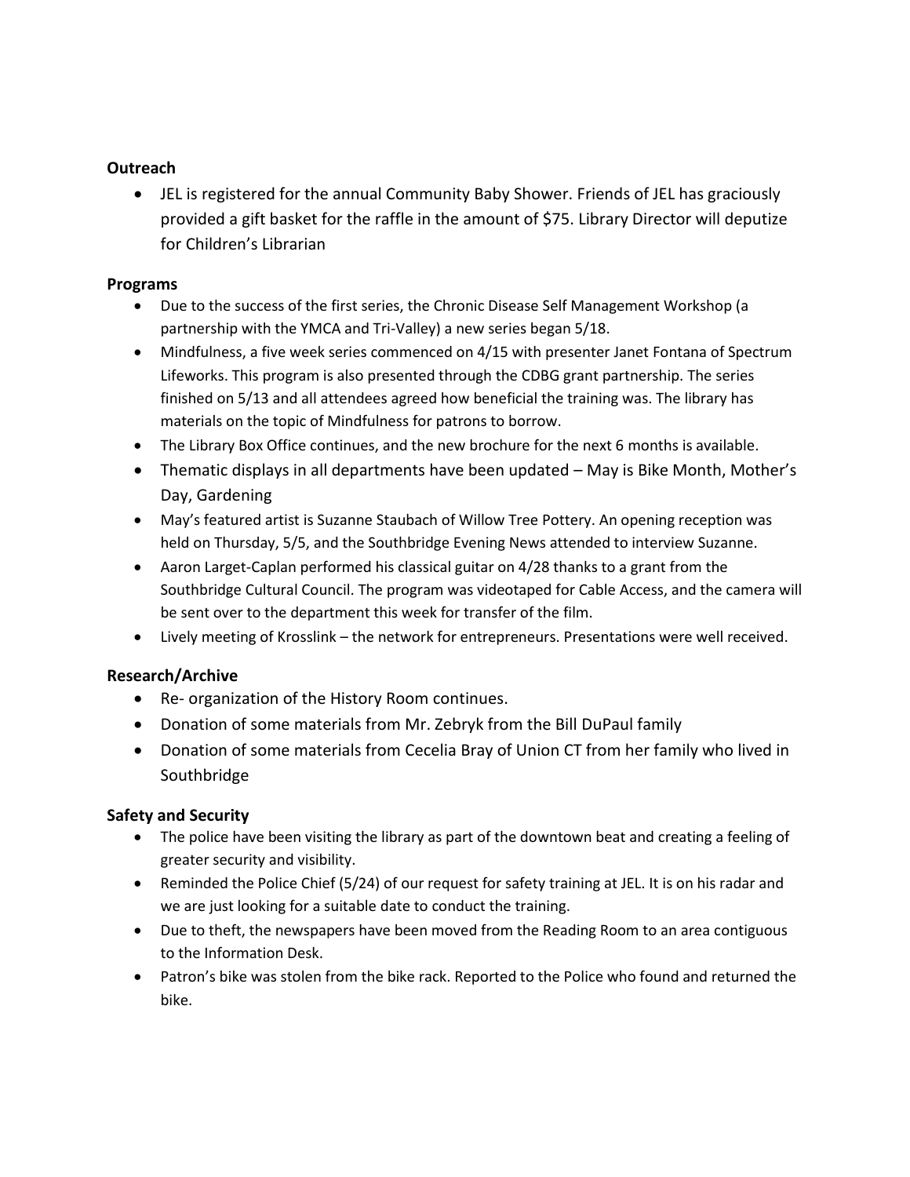**Outreach**

- JEL is registered for the annual Community Baby Shower. Friends of JEL has graciously provided a gift basket for the raffle in the amount of $75. Library Director will deputize for Children's Librarian

**Programs**

- Due to the success of the first series, the Chronic Disease Self Management Workshop (a partnership with the YMCA and Tri-Valley) a new series began 5/18.
- Mindfulness, a five week series commenced on 4/15 with presenter Janet Fontana of Spectrum Lifeworks. This program is also presented through the CDBG grant partnership. The series finished on 5/13 and all attendees agreed how beneficial the training was. The library has materials on the topic of Mindfulness for patrons to borrow.
- The Library Box Office continues, and the new brochure for the next 6 months is available.
- Thematic displays in all departments have been updated – May is Bike Month, Mother's Day, Gardening
- May's featured artist is Suzanne Staubach of Willow Tree Pottery. An opening reception was held on Thursday, 5/5, and the Southbridge Evening News attended to interview Suzanne.
- Aaron Larget-Caplan performed his classical guitar on 4/28 thanks to a grant from the Southbridge Cultural Council. The program was videotaped for Cable Access, and the camera will be sent over to the department this week for transfer of the film.
- Lively meeting of Krosslink – the network for entrepreneurs. Presentations were well received.

**Research/Archive**

- Re- organization of the History Room continues.
- Donation of some materials from Mr. Zebryk from the Bill DuPaul family
- Donation of some materials from Cecelia Bray of Union CT from her family who lived in Southbridge

**Safety and Security**

- The police have been visiting the library as part of the downtown beat and creating a feeling of greater security and visibility.
- Reminded the Police Chief (5/24) of our request for safety training at JEL. It is on his radar and we are just looking for a suitable date to conduct the training.
- Due to theft, the newspapers have been moved from the Reading Room to an area contiguous to the Information Desk.
- Patron's bike was stolen from the bike rack. Reported to the Police who found and returned the bike.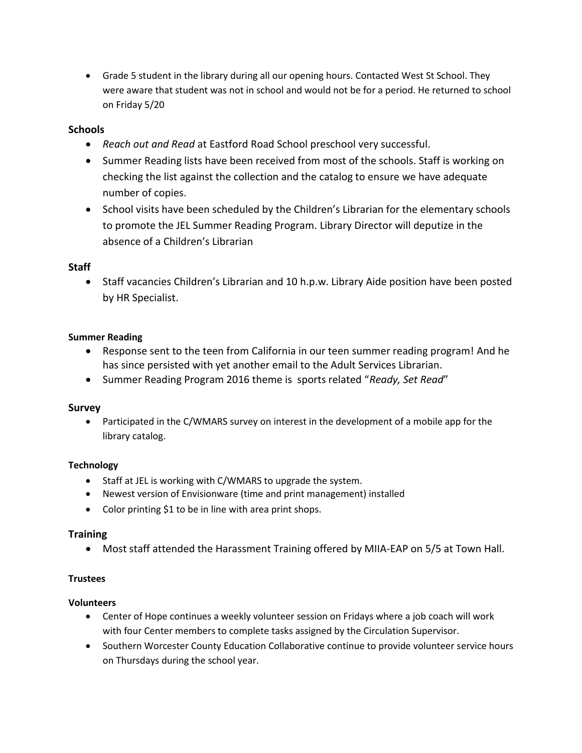- Grade 5 student in the library during all our opening hours. Contacted West St School. They were aware that student was not in school and would not be for a period. He returned to school on Friday 5/20

### Schools

- *Reach out and Read* at Eastford Road School preschool very successful.
- Summer Reading lists have been received from most of the schools. Staff is working on checking the list against the collection and the catalog to ensure we have adequate number of copies.
- School visits have been scheduled by the Children's Librarian for the elementary schools to promote the JEL Summer Reading Program. Library Director will deputize in the absence of a Children's Librarian

### Staff

- Staff vacancies Children's Librarian and 10 h.p.w. Library Aide position have been posted by HR Specialist.

#### Summer Reading

- Response sent to the teen from California in our teen summer reading program! And he has since persisted with yet another email to the Adult Services Librarian.
- Summer Reading Program 2016 theme is sports related "*Ready, Set Read*"

### Survey

- Participated in the C/WMARS survey on interest in the development of a mobile app for the library catalog.

#### Technology

- Staff at JEL is working with C/WMARS to upgrade the system.
- Newest version of Envisionware (time and print management) installed
- Color printing $1 to be in line with area print shops.

### Training

- Most staff attended the Harassment Training offered by MIIA-EAP on 5/5 at Town Hall.

#### Trustees

#### Volunteers

- Center of Hope continues a weekly volunteer session on Fridays where a job coach will work with four Center members to complete tasks assigned by the Circulation Supervisor.
- Southern Worcester County Education Collaborative continue to provide volunteer service hours on Thursdays during the school year.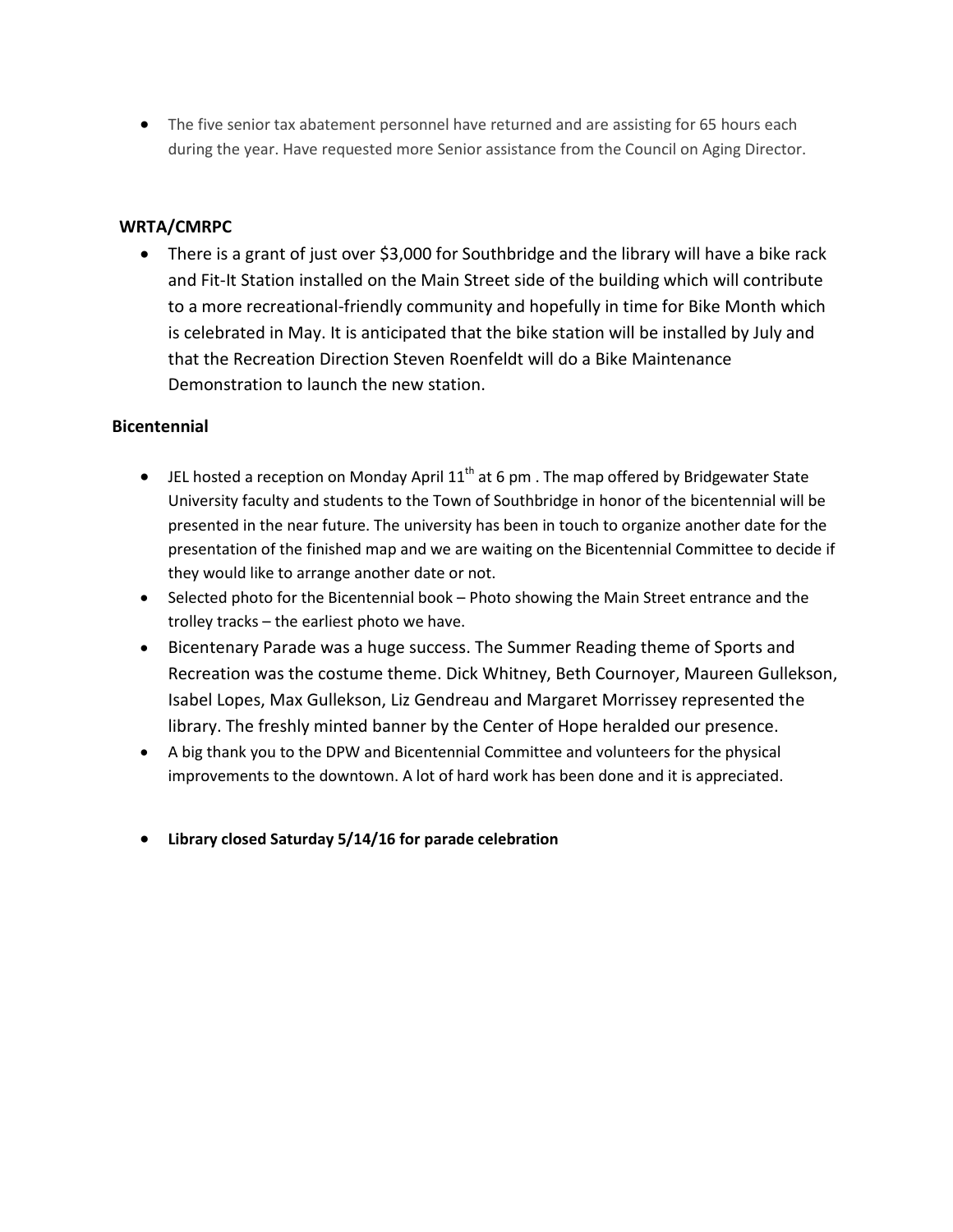- The five senior tax abatement personnel have returned and are assisting for 65 hours each during the year. Have requested more Senior assistance from the Council on Aging Director.

**WRTA/CMRPC**

- There is a grant of just over $3,000 for Southbridge and the library will have a bike rack and Fit-It Station installed on the Main Street side of the building which will contribute to a more recreational-friendly community and hopefully in time for Bike Month which is celebrated in May. It is anticipated that the bike station will be installed by July and that the Recreation Direction Steven Roenfeldt will do a Bike Maintenance Demonstration to launch the new station.

**Bicentennial**

- JEL hosted a reception on Monday April 11th at 6 pm . The map offered by Bridgewater State University faculty and students to the Town of Southbridge in honor of the bicentennial will be presented in the near future. The university has been in touch to organize another date for the presentation of the finished map and we are waiting on the Bicentennial Committee to decide if they would like to arrange another date or not.
- Selected photo for the Bicentennial book – Photo showing the Main Street entrance and the trolley tracks – the earliest photo we have.
- Bicentenary Parade was a huge success. The Summer Reading theme of Sports and Recreation was the costume theme. Dick Whitney, Beth Cournoyer, Maureen Gullekson, Isabel Lopes, Max Gullekson, Liz Gendreau and Margaret Morrissey represented the library. The freshly minted banner by the Center of Hope heralded our presence.
- A big thank you to the DPW and Bicentennial Committee and volunteers for the physical improvements to the downtown. A lot of hard work has been done and it is appreciated.

- **Library closed Saturday 5/14/16 for parade celebration**